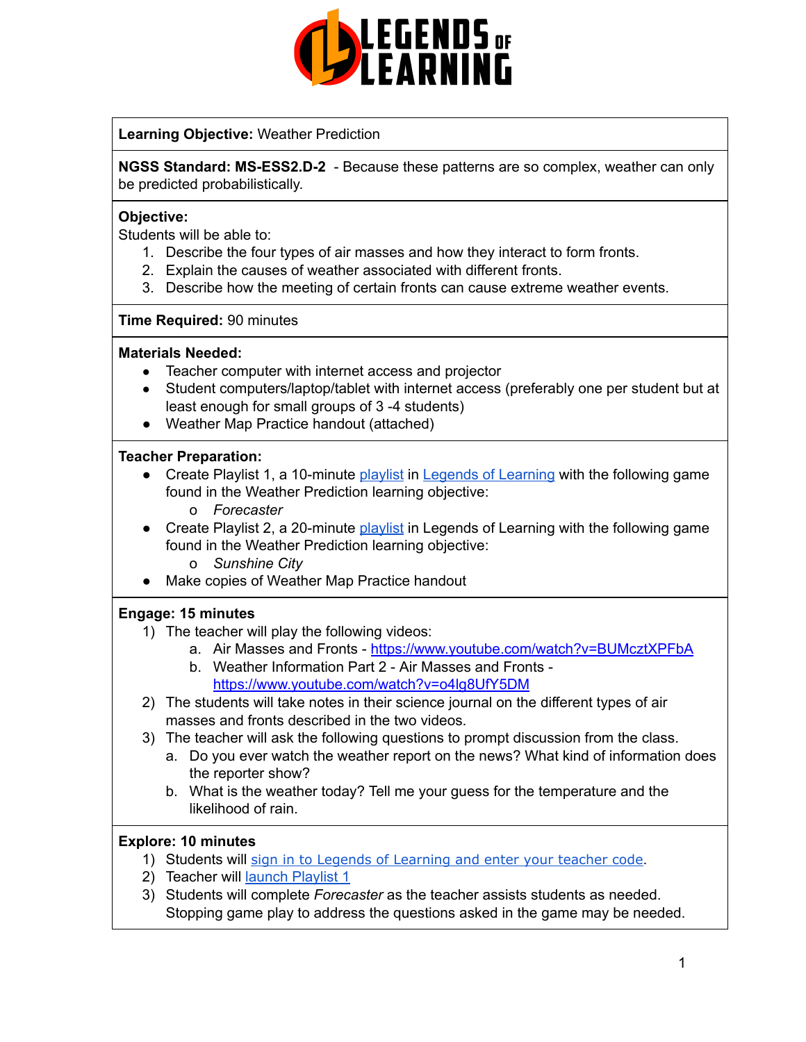**Learning Objective:** Weather Prediction

**NGSS Standard: MS-ESS2.D-2** - Because these patterns are so complex, weather can only be predicted probabilistically.

**Objective:**
Students will be able to:

1. Describe the four types of air masses and how they interact to form fronts.
2. Explain the causes of weather associated with different fronts.
3. Describe how the meeting of certain fronts can cause extreme weather events.

**Time Required:** 90 minutes

**Materials Needed:**

- Teacher computer with internet access and projector
- Student computers/laptop/tablet with internet access (preferably one per student but at least enough for small groups of 3 -4 students)
- Weather Map Practice handout (attached)

**Teacher Preparation:**

- Create Playlist 1, a 10-minute playlist in Legends of Learning with the following game found in the Weather Prediction learning objective:
  - *Forecaster*
- Create Playlist 2, a 20-minute playlist in Legends of Learning with the following game found in the Weather Prediction learning objective:
  - *Sunshine City*
- Make copies of Weather Map Practice handout

**Engage: 15 minutes**

1) The teacher will play the following videos:
   a. Air Masses and Fronts - https://www.youtube.com/watch?v=BUMcztXPFbA
   b. Weather Information Part 2 - Air Masses and Fronts - https://www.youtube.com/watch?v=o4lg8UfY5DM
2) The students will take notes in their science journal on the different types of air masses and fronts described in the two videos.
3) The teacher will ask the following questions to prompt discussion from the class.
   a. Do you ever watch the weather report on the news? What kind of information does the reporter show?
   b. What is the weather today? Tell me your guess for the temperature and the likelihood of rain.

**Explore: 10 minutes**

1) Students will sign in to Legends of Learning and enter your teacher code.
2) Teacher will launch Playlist 1
3) Students will complete *Forecaster* as the teacher assists students as needed. Stopping game play to address the questions asked in the game may be needed.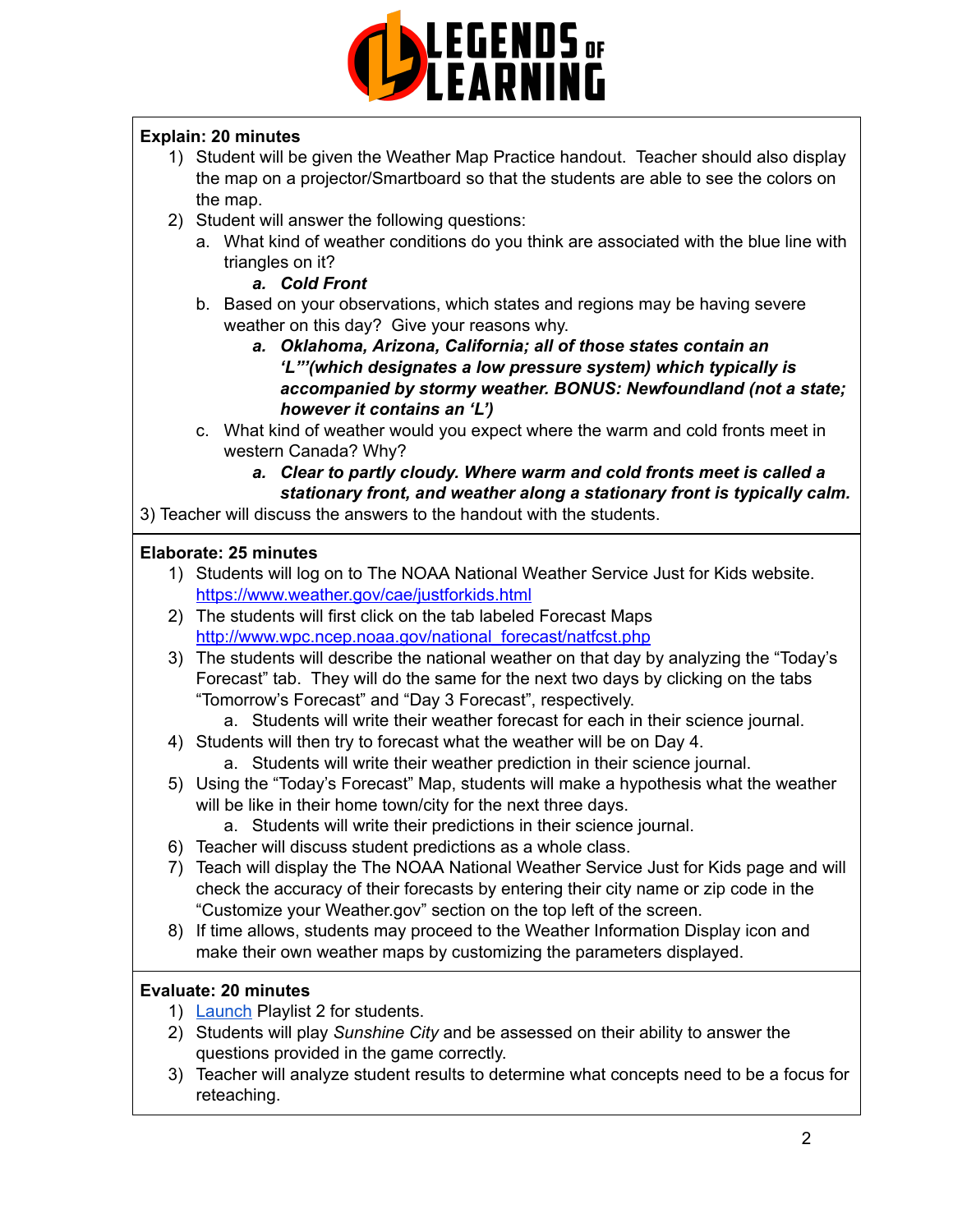**Explain: 20 minutes**

1) Student will be given the Weather Map Practice handout. Teacher should also display the map on a projector/Smartboard so that the students are able to see the colors on the map.
2) Student will answer the following questions:
    a. What kind of weather conditions do you think are associated with the blue line with triangles on it?
        a. ***Cold Front***
    b. Based on your observations, which states and regions may be having severe weather on this day? Give your reasons why.
        a. ***Oklahoma, Arizona, California; all of those states contain an 'L"'(which designates a low pressure system) which typically is accompanied by stormy weather. BONUS: Newfoundland (not a state; however it contains an 'L')***
    c. What kind of weather would you expect where the warm and cold fronts meet in western Canada? Why?
        a. ***Clear to partly cloudy. Where warm and cold fronts meet is called a stationary front, and weather along a stationary front is typically calm.***

3) Teacher will discuss the answers to the handout with the students.

**Elaborate: 25 minutes**

1) Students will log on to The NOAA National Weather Service Just for Kids website. [https://www.weather.gov/cae/justforkids.html](https://www.weather.gov/cae/justforkids.html)
2) The students will first click on the tab labeled Forecast Maps [http://www.wpc.ncep.noaa.gov/national_forecast/natfcst.php](http://www.wpc.ncep.noaa.gov/national_forecast/natfcst.php)
3) The students will describe the national weather on that day by analyzing the "Today's Forecast" tab. They will do the same for the next two days by clicking on the tabs "Tomorrow's Forecast" and "Day 3 Forecast", respectively.
    a. Students will write their weather forecast for each in their science journal.
4) Students will then try to forecast what the weather will be on Day 4.
    a. Students will write their weather prediction in their science journal.
5) Using the "Today's Forecast" Map, students will make a hypothesis what the weather will be like in their home town/city for the next three days.
    a. Students will write their predictions in their science journal.
6) Teacher will discuss student predictions as a whole class.
7) Teach will display the The NOAA National Weather Service Just for Kids page and will check the accuracy of their forecasts by entering their city name or zip code in the "Customize your Weather.gov" section on the top left of the screen.
8) If time allows, students may proceed to the Weather Information Display icon and make their own weather maps by customizing the parameters displayed.

**Evaluate: 20 minutes**

1) Launch Playlist 2 for students.
2) Students will play *Sunshine City* and be assessed on their ability to answer the questions provided in the game correctly.
3) Teacher will analyze student results to determine what concepts need to be a focus for reteaching.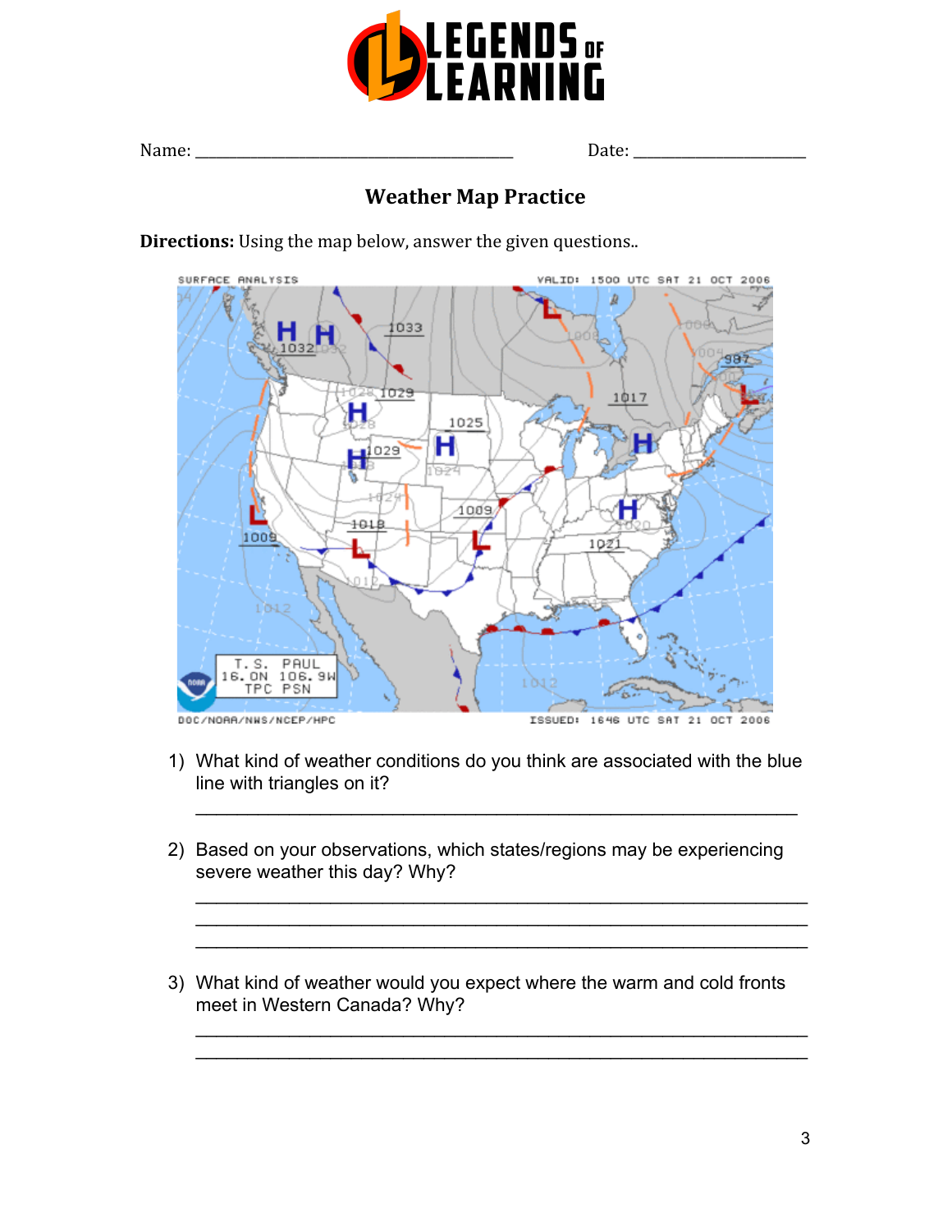Name: ______________________________ Date: ____________________

## Weather Map Practice

**Directions:** Using the map below, answer the given questions..

SURFACE ANALYSIS

VALID: 1500 UTC SAT 21 OCT 2006

T.S. PAUL
16.0N 106.9W
TPC PSN

DOC/NOAA/NWS/NCEP/HPC

ISSUED: 1646 UTC SAT 21 OCT 2006

1) What kind of weather conditions do you think are associated with the blue line with triangles on it?

   ______________________________________________________________

2) Based on your observations, which states/regions may be experiencing severe weather this day? Why?

   ______________________________________________________________
   ______________________________________________________________
   ______________________________________________________________

3) What kind of weather would you expect where the warm and cold fronts meet in Western Canada? Why?

   ______________________________________________________________
   ______________________________________________________________